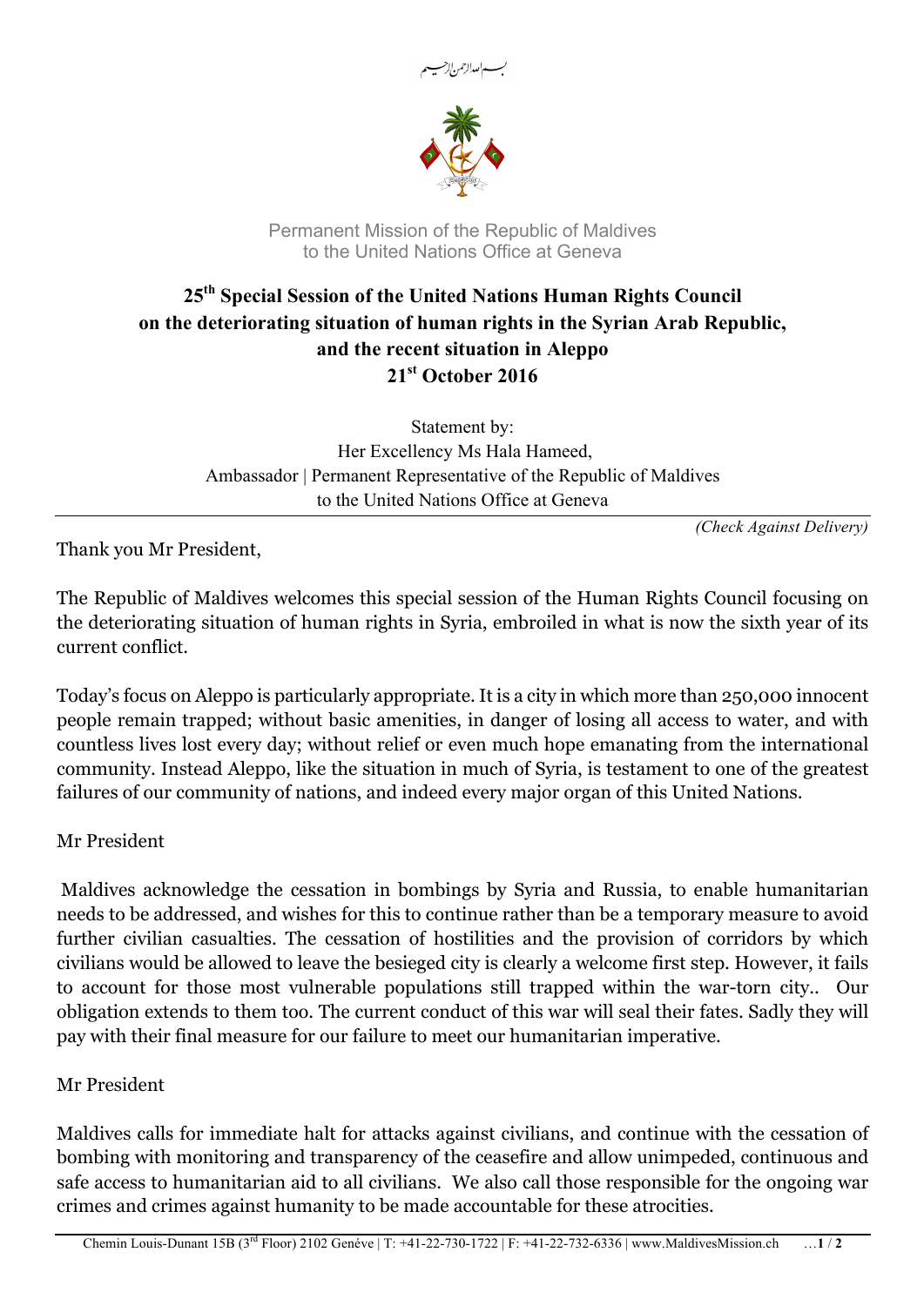بسم الله الرحمن الرحيم

Permanent Mission of the Republic of Maldives
to the United Nations Office at Geneva

# 25th Special Session of the United Nations Human Rights Council on the deteriorating situation of human rights in the Syrian Arab Republic, and the recent situation in Aleppo 21st October 2016

Statement by:
Her Excellency Ms Hala Hameed,
Ambassador | Permanent Representative of the Republic of Maldives
to the United Nations Office at Geneva

*(Check Against Delivery)*

Thank you Mr President,

The Republic of Maldives welcomes this special session of the Human Rights Council focusing on the deteriorating situation of human rights in Syria, embroiled in what is now the sixth year of its current conflict.

Today's focus on Aleppo is particularly appropriate. It is a city in which more than 250,000 innocent people remain trapped; without basic amenities, in danger of losing all access to water, and with countless lives lost every day; without relief or even much hope emanating from the international community. Instead Aleppo, like the situation in much of Syria, is testament to one of the greatest failures of our community of nations, and indeed every major organ of this United Nations.

Mr President

Maldives acknowledge the cessation in bombings by Syria and Russia, to enable humanitarian needs to be addressed, and wishes for this to continue rather than be a temporary measure to avoid further civilian casualties. The cessation of hostilities and the provision of corridors by which civilians would be allowed to leave the besieged city is clearly a welcome first step. However, it fails to account for those most vulnerable populations still trapped within the war-torn city.. Our obligation extends to them too. The current conduct of this war will seal their fates. Sadly they will pay with their final measure for our failure to meet our humanitarian imperative.

Mr President

Maldives calls for immediate halt for attacks against civilians, and continue with the cessation of bombing with monitoring and transparency of the ceasefire and allow unimpeded, continuous and safe access to humanitarian aid to all civilians. We also call those responsible for the ongoing war crimes and crimes against humanity to be made accountable for these atrocities.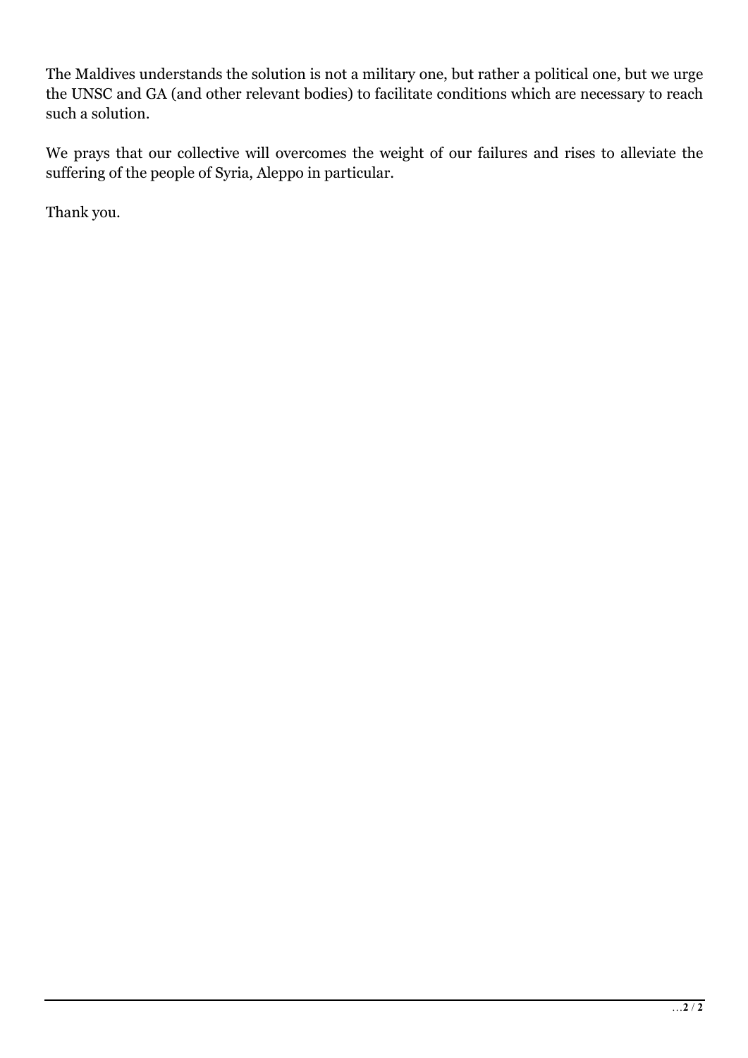The Maldives understands the solution is not a military one, but rather a political one, but we urge the UNSC and GA (and other relevant bodies) to facilitate conditions which are necessary to reach such a solution.

We prays that our collective will overcomes the weight of our failures and rises to alleviate the suffering of the people of Syria, Aleppo in particular.

Thank you.